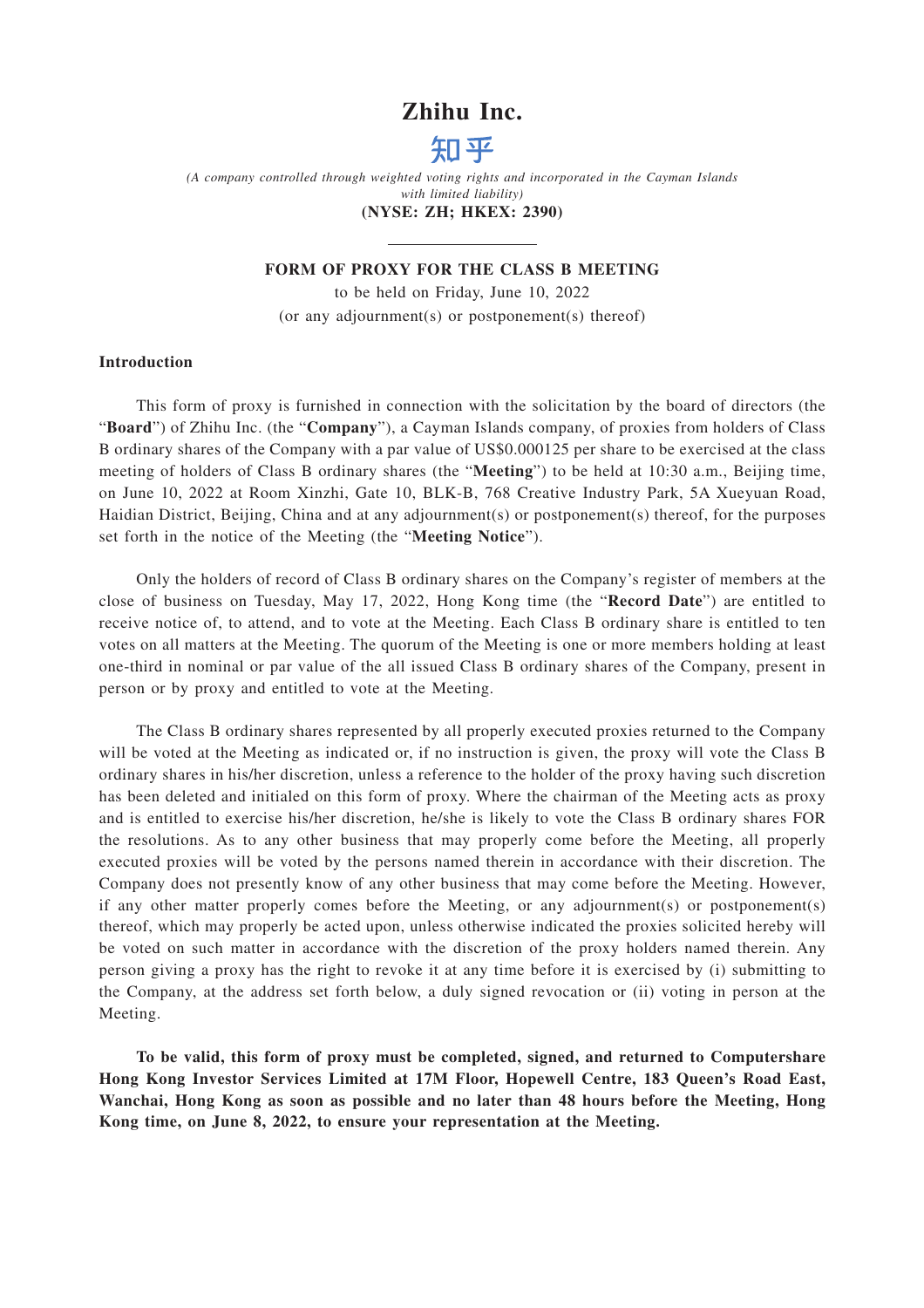# Zhihu Inc.

# 知乎

*(A company controlled through weighted voting rights and incorporated in the Cayman Islands with limited liability)*

**(NYSE: ZH; HKEX: 2390)**

---

**FORM OF PROXY FOR THE CLASS B MEETING**

to be held on Friday, June 10, 2022

(or any adjournment(s) or postponement(s) thereof)

## Introduction

This form of proxy is furnished in connection with the solicitation by the board of directors (the "**Board**") of Zhihu Inc. (the "**Company**"), a Cayman Islands company, of proxies from holders of Class B ordinary shares of the Company with a par value of US$0.000125 per share to be exercised at the class meeting of holders of Class B ordinary shares (the "**Meeting**") to be held at 10:30 a.m., Beijing time, on June 10, 2022 at Room Xinzhi, Gate 10, BLK-B, 768 Creative Industry Park, 5A Xueyuan Road, Haidian District, Beijing, China and at any adjournment(s) or postponement(s) thereof, for the purposes set forth in the notice of the Meeting (the "**Meeting Notice**").

Only the holders of record of Class B ordinary shares on the Company's register of members at the close of business on Tuesday, May 17, 2022, Hong Kong time (the "**Record Date**") are entitled to receive notice of, to attend, and to vote at the Meeting. Each Class B ordinary share is entitled to ten votes on all matters at the Meeting. The quorum of the Meeting is one or more members holding at least one-third in nominal or par value of the all issued Class B ordinary shares of the Company, present in person or by proxy and entitled to vote at the Meeting.

The Class B ordinary shares represented by all properly executed proxies returned to the Company will be voted at the Meeting as indicated or, if no instruction is given, the proxy will vote the Class B ordinary shares in his/her discretion, unless a reference to the holder of the proxy having such discretion has been deleted and initialed on this form of proxy. Where the chairman of the Meeting acts as proxy and is entitled to exercise his/her discretion, he/she is likely to vote the Class B ordinary shares FOR the resolutions. As to any other business that may properly come before the Meeting, all properly executed proxies will be voted by the persons named therein in accordance with their discretion. The Company does not presently know of any other business that may come before the Meeting. However, if any other matter properly comes before the Meeting, or any adjournment(s) or postponement(s) thereof, which may properly be acted upon, unless otherwise indicated the proxies solicited hereby will be voted on such matter in accordance with the discretion of the proxy holders named therein. Any person giving a proxy has the right to revoke it at any time before it is exercised by (i) submitting to the Company, at the address set forth below, a duly signed revocation or (ii) voting in person at the Meeting.

**To be valid, this form of proxy must be completed, signed, and returned to Computershare Hong Kong Investor Services Limited at 17M Floor, Hopewell Centre, 183 Queen's Road East, Wanchai, Hong Kong as soon as possible and no later than 48 hours before the Meeting, Hong Kong time, on June 8, 2022, to ensure your representation at the Meeting.**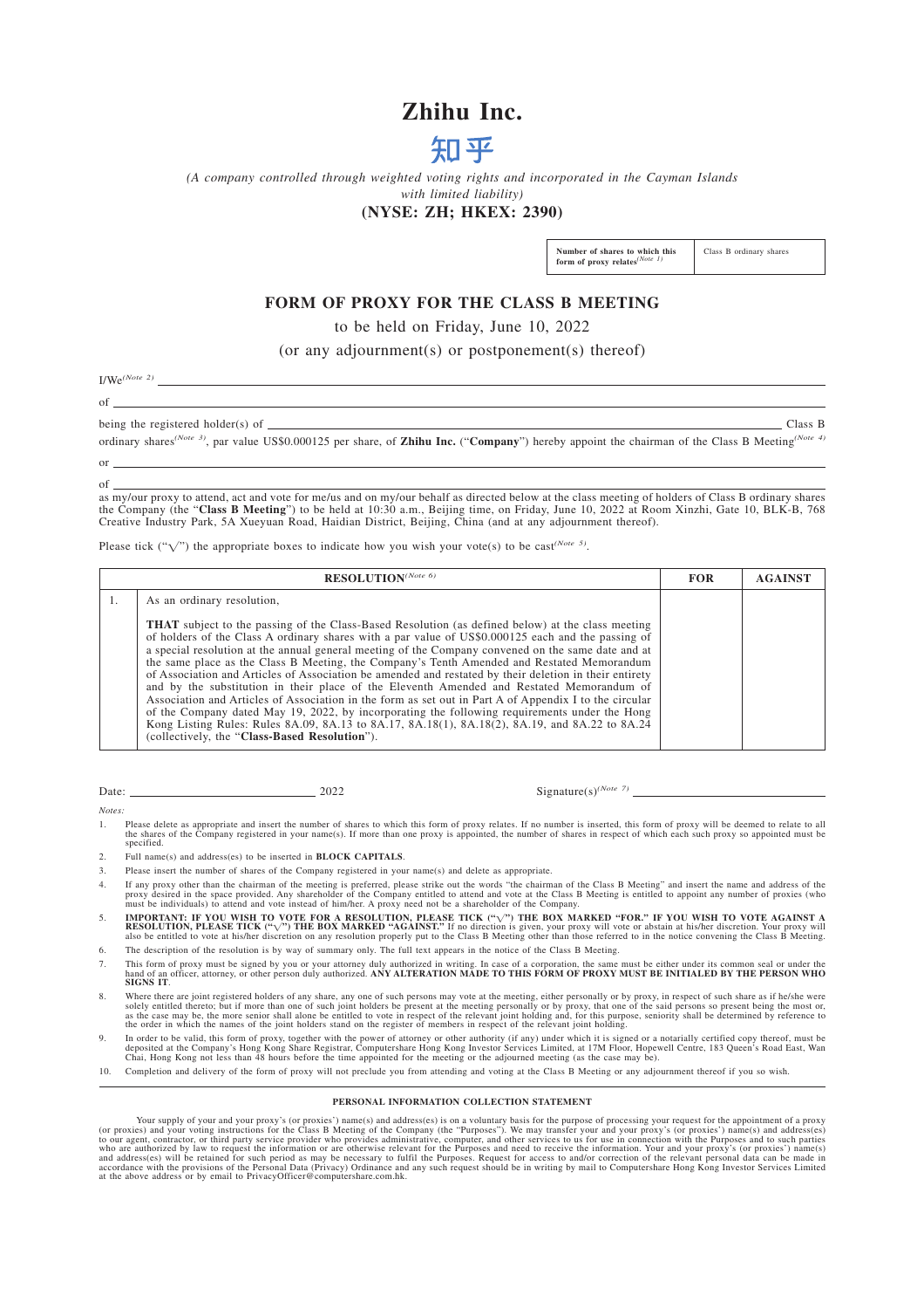# Zhihu Inc.

# 知乎

*(A company controlled through weighted voting rights and incorporated in the Cayman Islands with limited liability)*

**(NYSE: ZH; HKEX: 2390)**

| **Number of shares to which this form of proxy relates** *(Note 1)* | Class B ordinary shares |
|---|---|

## FORM OF PROXY FOR THE CLASS B MEETING

to be held on Friday, June 10, 2022

(or any adjournment(s) or postponement(s) thereof)

I/We *(Note 2)* \_\_\_\_\_\_\_\_\_\_\_\_\_\_\_\_\_\_\_\_\_\_\_\_\_\_\_\_\_\_\_\_\_\_\_\_\_\_\_\_\_\_\_\_\_\_\_\_\_\_\_\_

of \_\_\_\_\_\_\_\_\_\_\_\_\_\_\_\_\_\_\_\_\_\_\_\_\_\_\_\_\_\_\_\_\_\_\_\_\_\_\_\_\_\_\_\_\_\_\_\_\_\_\_\_

being the registered holder(s) of \_\_\_\_\_\_\_\_\_\_\_\_\_\_\_\_\_\_\_\_\_\_\_\_\_\_\_\_\_\_\_\_ Class B ordinary shares *(Note 3)*, par value US$0.000125 per share, of **Zhihu Inc.** ("**Company**") hereby appoint the chairman of the Class B Meeting *(Note 4)*

or \_\_\_\_\_\_\_\_\_\_\_\_\_\_\_\_\_\_\_\_\_\_\_\_\_\_\_\_\_\_\_\_\_\_\_\_\_\_\_\_\_\_\_\_\_\_\_\_\_\_\_\_

of \_\_\_\_\_\_\_\_\_\_\_\_\_\_\_\_\_\_\_\_\_\_\_\_\_\_\_\_\_\_\_\_\_\_\_\_\_\_\_\_\_\_\_\_\_\_\_\_\_\_\_\_

as my/our proxy to attend, act and vote for me/us and on my/our behalf as directed below at the class meeting of holders of Class B ordinary shares the Company (the "**Class B Meeting**") to be held at 10:30 a.m., Beijing time, on Friday, June 10, 2022 at Room Xinzhi, Gate 10, BLK-B, 768 Creative Industry Park, 5A Xueyuan Road, Haidian District, Beijing, China (and at any adjournment thereof).

Please tick ("√") the appropriate boxes to indicate how you wish your vote(s) to be cast *(Note 5)*.

| | **RESOLUTION** *(Note 6)* | **FOR** | **AGAINST** |
|---|---|---|---|
| 1. | As an ordinary resolution,<br><br>**THAT** subject to the passing of the Class-Based Resolution (as defined below) at the class meeting of holders of the Class A ordinary shares with a par value of US$0.000125 each and the passing of a special resolution at the annual general meeting of the Company convened on the same date and at the same place as the Class B Meeting, the Company's Tenth Amended and Restated Memorandum of Association and Articles of Association be amended and restated by their deletion in their entirety and by the substitution in their place of the Eleventh Amended and Restated Memorandum of Association and Articles of Association in the form as set out in Part A of Appendix I to the circular of the Company dated May 19, 2022, by incorporating the following requirements under the Hong Kong Listing Rules: Rules 8A.09, 8A.13 to 8A.17, 8A.18(1), 8A.18(2), 8A.19, and 8A.22 to 8A.24 (collectively, the "**Class-Based Resolution**"). | | |

Date: \_\_\_\_\_\_\_\_\_\_\_\_\_\_\_\_ 2022 Signature(s) *(Note 7)* \_\_\_\_\_\_\_\_\_\_\_\_\_\_\_\_

*Notes:*

1. Please delete as appropriate and insert the number of shares to which this form of proxy relates. If no number is inserted, this form of proxy will be deemed to relate to all the shares of the Company registered in your name(s). If more than one proxy is appointed, the number of shares in respect of which each such proxy so appointed must be specified.
2. Full name(s) and address(es) to be inserted in **BLOCK CAPITALS**.
3. Please insert the number of shares of the Company registered in your name(s) and delete as appropriate.
4. If any proxy other than the chairman of the meeting is preferred, please strike out the words "the chairman of the Class B Meeting" and insert the name and address of the proxy desired in the space provided. Any shareholder of the Company entitled to attend and vote at the Class B Meeting is entitled to appoint any number of proxies (who must be individuals) to attend and vote instead of him/her. A proxy need not be a shareholder of the Company.
5. **IMPORTANT: IF YOU WISH TO VOTE FOR A RESOLUTION, PLEASE TICK ("√") THE BOX MARKED "FOR." IF YOU WISH TO VOTE AGAINST A RESOLUTION, PLEASE TICK ("√") THE BOX MARKED "AGAINST."** If no direction is given, your proxy will vote or abstain at his/her discretion. Your proxy will also be entitled to vote at his/her discretion on any resolution properly put to the Class B Meeting other than those referred to in the notice convening the Class B Meeting.
6. The description of the resolution is by way of summary only. The full text appears in the notice of the Class B Meeting.
7. This form of proxy must be signed by you or your attorney duly authorized in writing. In case of a corporation, the same must be either under its common seal or under the hand of an officer, attorney, or other person duly authorized. **ANY ALTERATION MADE TO THIS FORM OF PROXY MUST BE INITIALED BY THE PERSON WHO SIGNS IT**.
8. Where there are joint registered holders of any share, any one of such persons may vote at the meeting, either personally or by proxy, in respect of such share as if he/she were solely entitled thereto; but if more than one of such joint holders be present at the meeting personally or by proxy, that one of the said persons so present being the most or, as the case may be, the more senior shall alone be entitled to vote in respect of the relevant joint holding and, for this purpose, seniority shall be determined by reference to the order in which the names of the joint holders stand on the register of members in respect of the relevant joint holding.
9. In order to be valid, this form of proxy, together with the power of attorney or other authority (if any) under which it is signed or a notarially certified copy thereof, must be deposited at the Company's Hong Kong Share Registrar, Computershare Hong Kong Investor Services Limited, at 17M Floor, Hopewell Centre, 183 Queen's Road East, Wan Chai, Hong Kong not less than 48 hours before the time appointed for the meeting or the adjourned meeting (as the case may be).
10. Completion and delivery of the form of proxy will not preclude you from attending and voting at the Class B Meeting or any adjournment thereof if you so wish.

**PERSONAL INFORMATION COLLECTION STATEMENT**

Your supply of your and your proxy's (or proxies') name(s) and address(es) is on a voluntary basis for the purpose of processing your request for the appointment of a proxy (or proxies) and your voting instructions for the Class B Meeting of the Company (the "Purposes"). We may transfer your and your proxy's (or proxies') name(s) and address(es) to our agent, contractor, or third party service provider who provides administrative, computer, and other services to us for use in connection with the Purposes and to such parties who are authorized by law to request the information or are otherwise relevant for the Purposes and need to receive the information. Your and your proxy's (or proxies') name(s) and address(es) will be retained for such period as may be necessary to fulfil the Purposes. Request for access to and/or correction of the relevant personal data can be made in accordance with the provisions of the Personal Data (Privacy) Ordinance and any such request should be in writing by mail to Computershare Hong Kong Investor Services Limited at the above address or by email to PrivacyOfficer@computershare.com.hk.